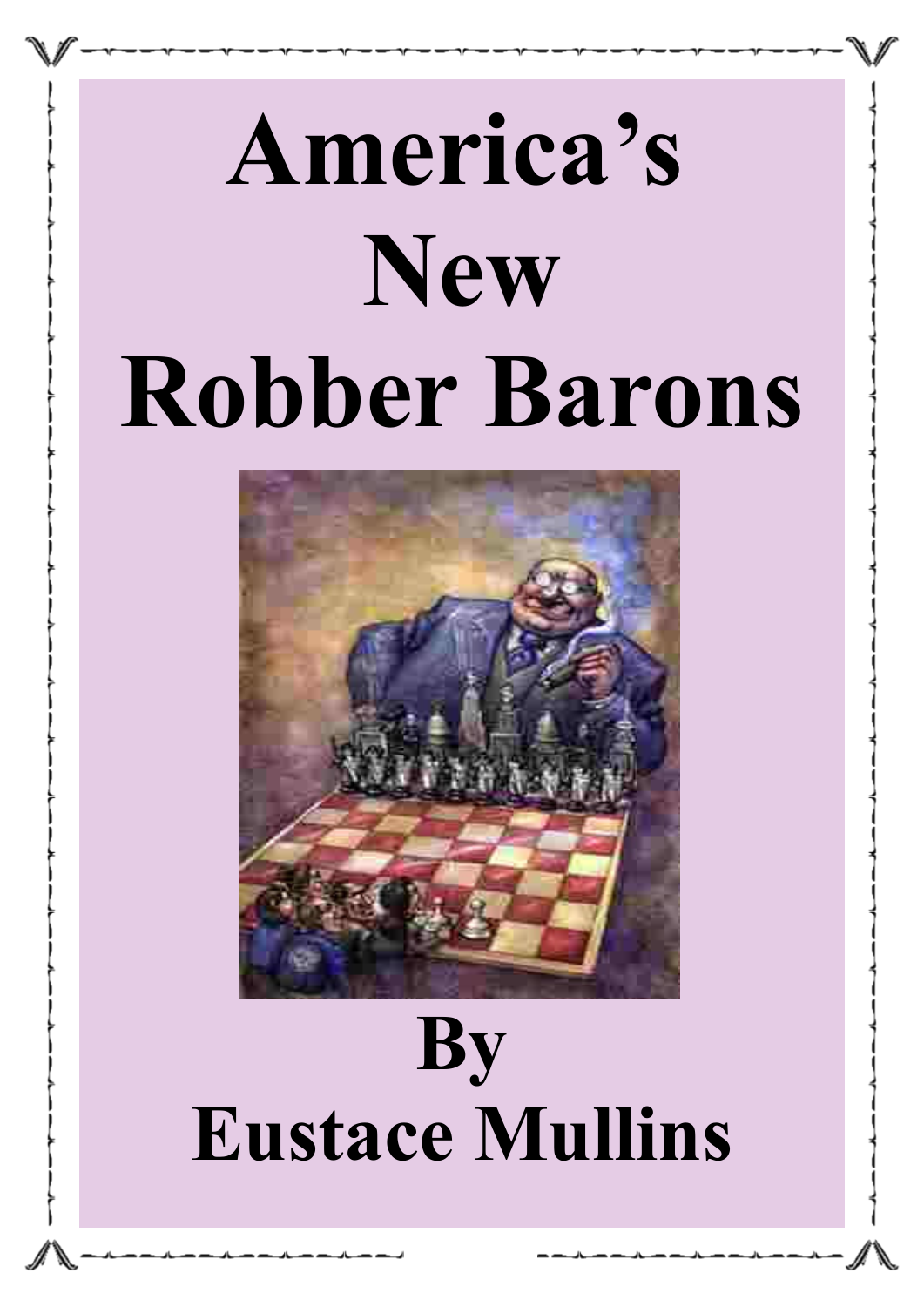# America's New Robber Barons

By

Eustace Mullins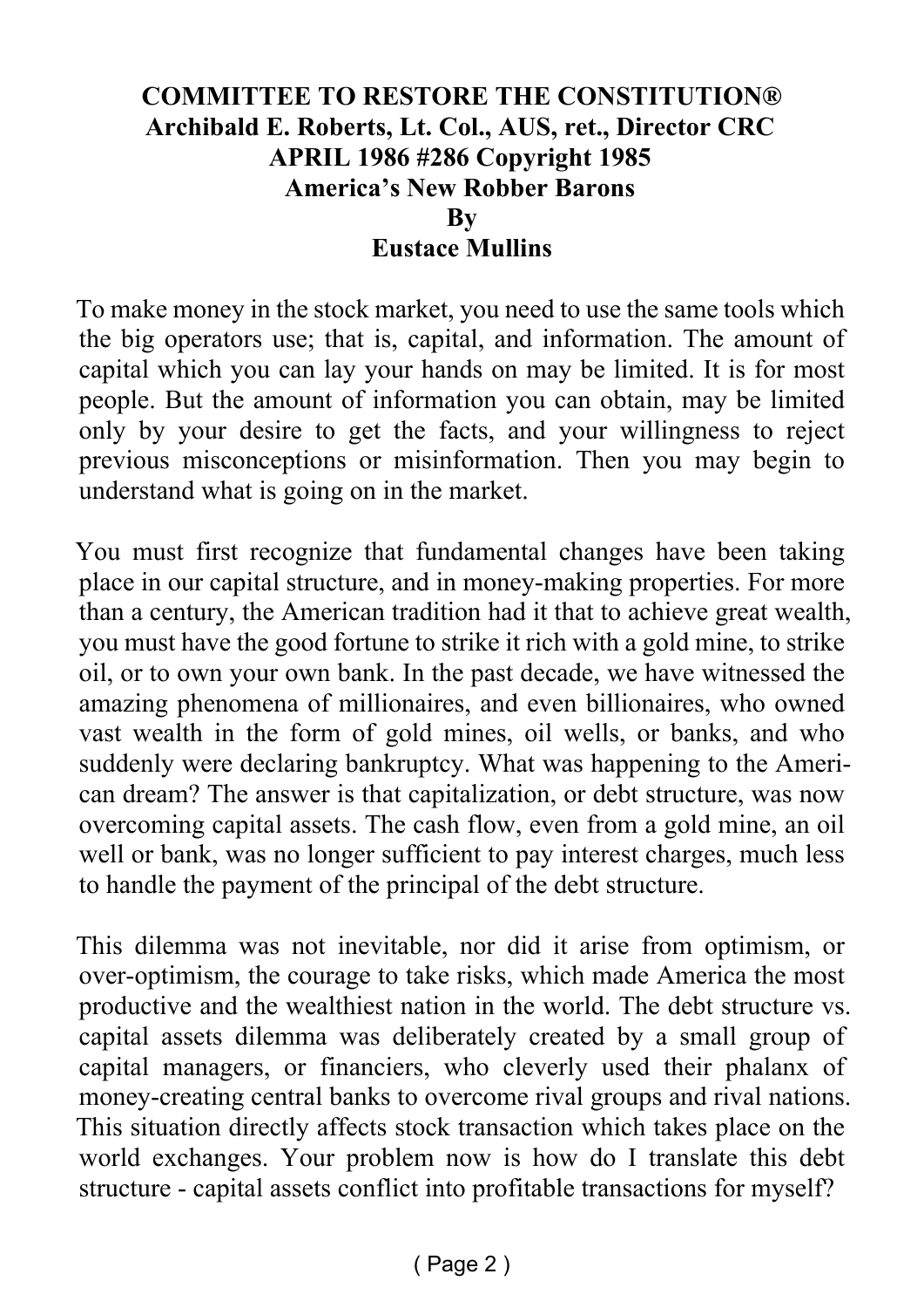**COMMITTEE TO RESTORE THE CONSTITUTION®**
**Archibald E. Roberts, Lt. Col., AUS, ret., Director CRC**
**APRIL 1986 #286 Copyright 1985**

# America's New Robber Barons

**By**
**Eustace Mullins**

To make money in the stock market, you need to use the same tools which the big operators use; that is, capital, and information. The amount of capital which you can lay your hands on may be limited. It is for most people. But the amount of information you can obtain, may be limited only by your desire to get the facts, and your willingness to reject previous misconceptions or misinformation. Then you may begin to understand what is going on in the market.

You must first recognize that fundamental changes have been taking place in our capital structure, and in money-making properties. For more than a century, the American tradition had it that to achieve great wealth, you must have the good fortune to strike it rich with a gold mine, to strike oil, or to own your own bank. In the past decade, we have witnessed the amazing phenomena of millionaires, and even billionaires, who owned vast wealth in the form of gold mines, oil wells, or banks, and who suddenly were declaring bankruptcy. What was happening to the American dream? The answer is that capitalization, or debt structure, was now overcoming capital assets. The cash flow, even from a gold mine, an oil well or bank, was no longer sufficient to pay interest charges, much less to handle the payment of the principal of the debt structure.

This dilemma was not inevitable, nor did it arise from optimism, or over-optimism, the courage to take risks, which made America the most productive and the wealthiest nation in the world. The debt structure vs. capital assets dilemma was deliberately created by a small group of capital managers, or financiers, who cleverly used their phalanx of money-creating central banks to overcome rival groups and rival nations. This situation directly affects stock transaction which takes place on the world exchanges. Your problem now is how do I translate this debt structure - capital assets conflict into profitable transactions for myself?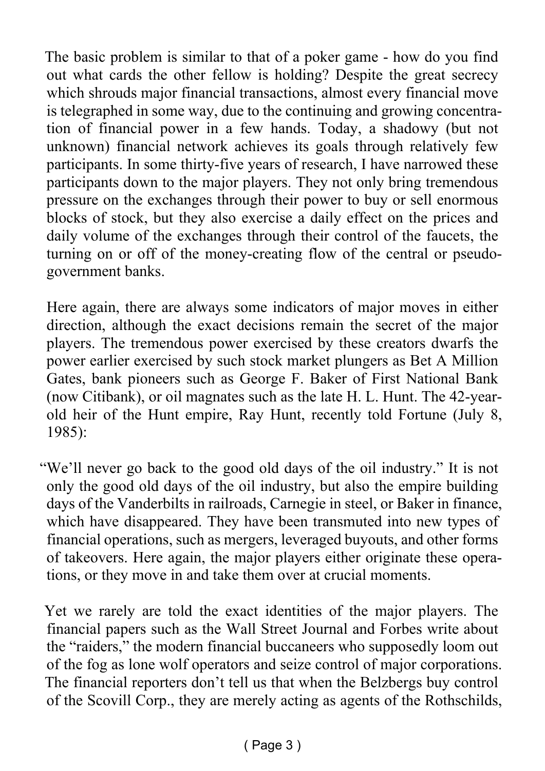The basic problem is similar to that of a poker game - how do you find out what cards the other fellow is holding? Despite the great secrecy which shrouds major financial transactions, almost every financial move is telegraphed in some way, due to the continuing and growing concentration of financial power in a few hands. Today, a shadowy (but not unknown) financial network achieves its goals through relatively few participants. In some thirty-five years of research, I have narrowed these participants down to the major players. They not only bring tremendous pressure on the exchanges through their power to buy or sell enormous blocks of stock, but they also exercise a daily effect on the prices and daily volume of the exchanges through their control of the faucets, the turning on or off of the money-creating flow of the central or pseudo-government banks.

Here again, there are always some indicators of major moves in either direction, although the exact decisions remain the secret of the major players. The tremendous power exercised by these creators dwarfs the power earlier exercised by such stock market plungers as Bet A Million Gates, bank pioneers such as George F. Baker of First National Bank (now Citibank), or oil magnates such as the late H. L. Hunt. The 42-year-old heir of the Hunt empire, Ray Hunt, recently told Fortune (July 8, 1985):

"We'll never go back to the good old days of the oil industry." It is not only the good old days of the oil industry, but also the empire building days of the Vanderbilts in railroads, Carnegie in steel, or Baker in finance, which have disappeared. They have been transmuted into new types of financial operations, such as mergers, leveraged buyouts, and other forms of takeovers. Here again, the major players either originate these operations, or they move in and take them over at crucial moments.

Yet we rarely are told the exact identities of the major players. The financial papers such as the Wall Street Journal and Forbes write about the "raiders," the modern financial buccaneers who supposedly loom out of the fog as lone wolf operators and seize control of major corporations. The financial reporters don't tell us that when the Belzbergs buy control of the Scovill Corp., they are merely acting as agents of the Rothschilds,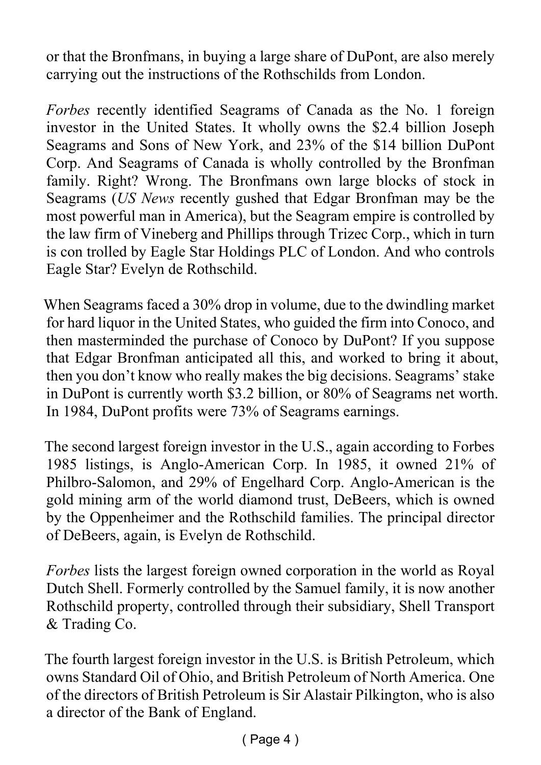or that the Bronfmans, in buying a large share of DuPont, are also merely carrying out the instructions of the Rothschilds from London.

*Forbes* recently identified Seagrams of Canada as the No. 1 foreign investor in the United States. It wholly owns the $2.4 billion Joseph Seagrams and Sons of New York, and 23% of the $14 billion DuPont Corp. And Seagrams of Canada is wholly controlled by the Bronfman family. Right? Wrong. The Bronfmans own large blocks of stock in Seagrams (*US News* recently gushed that Edgar Bronfman may be the most powerful man in America), but the Seagram empire is controlled by the law firm of Vineberg and Phillips through Trizec Corp., which in turn is con trolled by Eagle Star Holdings PLC of London. And who controls Eagle Star? Evelyn de Rothschild.

When Seagrams faced a 30% drop in volume, due to the dwindling market for hard liquor in the United States, who guided the firm into Conoco, and then masterminded the purchase of Conoco by DuPont? If you suppose that Edgar Bronfman anticipated all this, and worked to bring it about, then you don't know who really makes the big decisions. Seagrams' stake in DuPont is currently worth $3.2 billion, or 80% of Seagrams net worth. In 1984, DuPont profits were 73% of Seagrams earnings.

The second largest foreign investor in the U.S., again according to Forbes 1985 listings, is Anglo-American Corp. In 1985, it owned 21% of Philbro-Salomon, and 29% of Engelhard Corp. Anglo-American is the gold mining arm of the world diamond trust, DeBeers, which is owned by the Oppenheimer and the Rothschild families. The principal director of DeBeers, again, is Evelyn de Rothschild.

*Forbes* lists the largest foreign owned corporation in the world as Royal Dutch Shell. Formerly controlled by the Samuel family, it is now another Rothschild property, controlled through their subsidiary, Shell Transport & Trading Co.

The fourth largest foreign investor in the U.S. is British Petroleum, which owns Standard Oil of Ohio, and British Petroleum of North America. One of the directors of British Petroleum is Sir Alastair Pilkington, who is also a director of the Bank of England.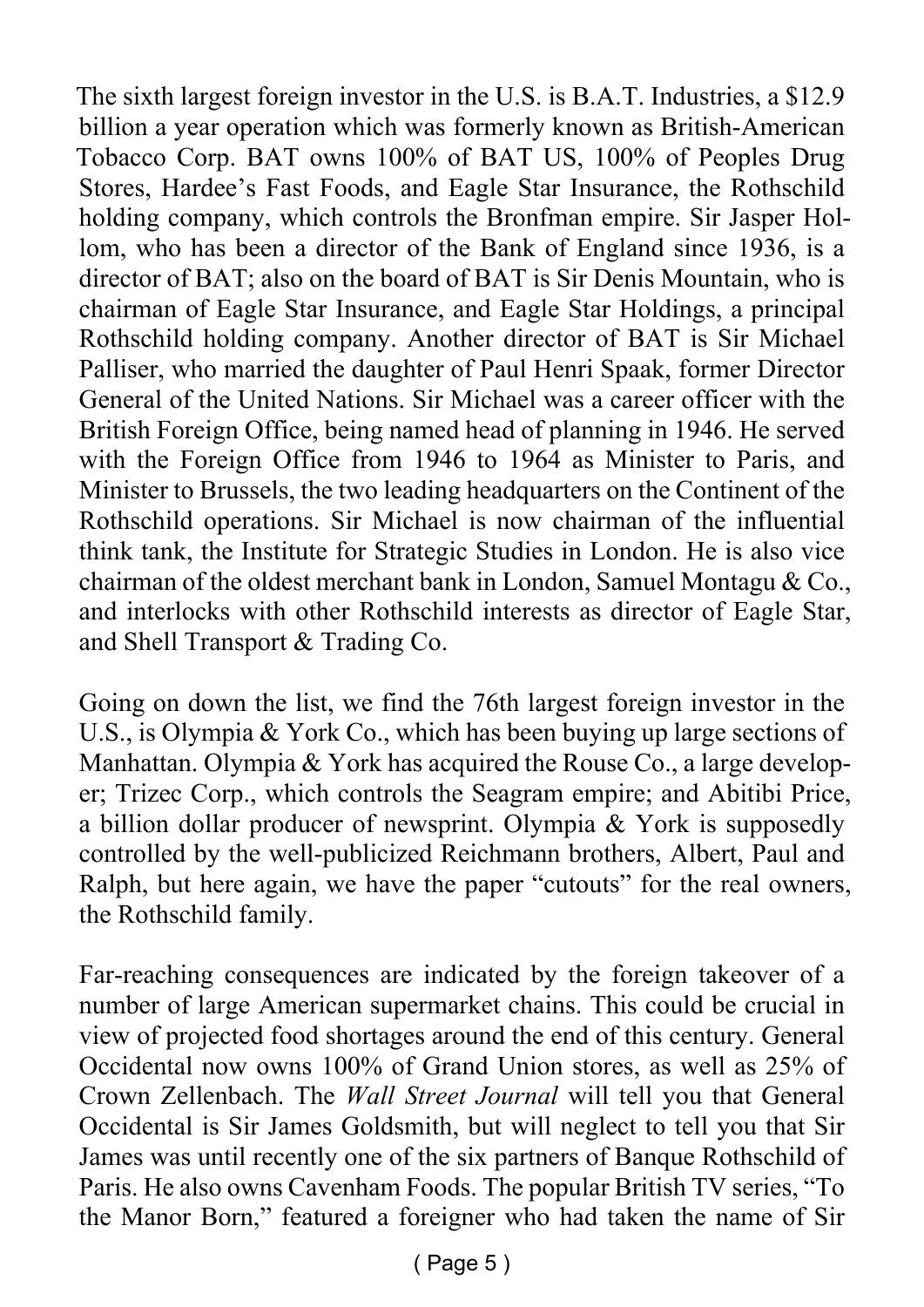The sixth largest foreign investor in the U.S. is B.A.T. Industries, a $12.9 billion a year operation which was formerly known as British-American Tobacco Corp. BAT owns 100% of BAT US, 100% of Peoples Drug Stores, Hardee's Fast Foods, and Eagle Star Insurance, the Rothschild holding company, which controls the Bronfman empire. Sir Jasper Hollom, who has been a director of the Bank of England since 1936, is a director of BAT; also on the board of BAT is Sir Denis Mountain, who is chairman of Eagle Star Insurance, and Eagle Star Holdings, a principal Rothschild holding company. Another director of BAT is Sir Michael Palliser, who married the daughter of Paul Henri Spaak, former Director General of the United Nations. Sir Michael was a career officer with the British Foreign Office, being named head of planning in 1946. He served with the Foreign Office from 1946 to 1964 as Minister to Paris, and Minister to Brussels, the two leading headquarters on the Continent of the Rothschild operations. Sir Michael is now chairman of the influential think tank, the Institute for Strategic Studies in London. He is also vice chairman of the oldest merchant bank in London, Samuel Montagu & Co., and interlocks with other Rothschild interests as director of Eagle Star, and Shell Transport & Trading Co.

Going on down the list, we find the 76th largest foreign investor in the U.S., is Olympia & York Co., which has been buying up large sections of Manhattan. Olympia & York has acquired the Rouse Co., a large developer; Trizec Corp., which controls the Seagram empire; and Abitibi Price, a billion dollar producer of newsprint. Olympia & York is supposedly controlled by the well-publicized Reichmann brothers, Albert, Paul and Ralph, but here again, we have the paper "cutouts" for the real owners, the Rothschild family.

Far-reaching consequences are indicated by the foreign takeover of a number of large American supermarket chains. This could be crucial in view of projected food shortages around the end of this century. General Occidental now owns 100% of Grand Union stores, as well as 25% of Crown Zellenbach. The *Wall Street Journal* will tell you that General Occidental is Sir James Goldsmith, but will neglect to tell you that Sir James was until recently one of the six partners of Banque Rothschild of Paris. He also owns Cavenham Foods. The popular British TV series, "To the Manor Born," featured a foreigner who had taken the name of Sir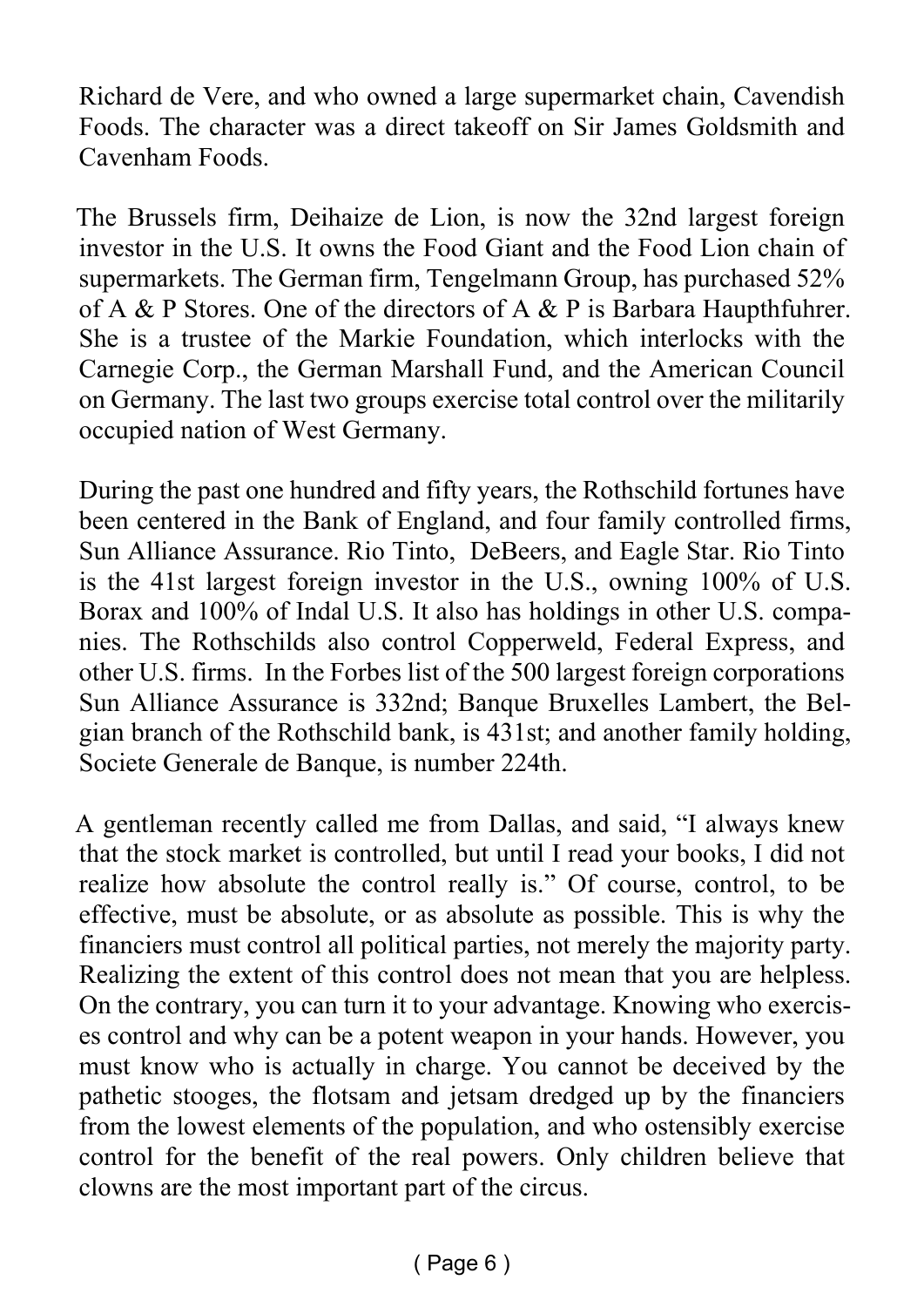Richard de Vere, and who owned a large supermarket chain, Cavendish Foods. The character was a direct takeoff on Sir James Goldsmith and Cavenham Foods.

The Brussels firm, Deihaize de Lion, is now the 32nd largest foreign investor in the U.S. It owns the Food Giant and the Food Lion chain of supermarkets. The German firm, Tengelmann Group, has purchased 52% of A & P Stores. One of the directors of A & P is Barbara Haupthfuhrer. She is a trustee of the Markie Foundation, which interlocks with the Carnegie Corp., the German Marshall Fund, and the American Council on Germany. The last two groups exercise total control over the militarily occupied nation of West Germany.

During the past one hundred and fifty years, the Rothschild fortunes have been centered in the Bank of England, and four family controlled firms, Sun Alliance Assurance. Rio Tinto, DeBeers, and Eagle Star. Rio Tinto is the 41st largest foreign investor in the U.S., owning 100% of U.S. Borax and 100% of Indal U.S. It also has holdings in other U.S. companies. The Rothschilds also control Copperweld, Federal Express, and other U.S. firms. In the Forbes list of the 500 largest foreign corporations Sun Alliance Assurance is 332nd; Banque Bruxelles Lambert, the Belgian branch of the Rothschild bank, is 431st; and another family holding, Societe Generale de Banque, is number 224th.

A gentleman recently called me from Dallas, and said, "I always knew that the stock market is controlled, but until I read your books, I did not realize how absolute the control really is." Of course, control, to be effective, must be absolute, or as absolute as possible. This is why the financiers must control all political parties, not merely the majority party. Realizing the extent of this control does not mean that you are helpless. On the contrary, you can turn it to your advantage. Knowing who exercises control and why can be a potent weapon in your hands. However, you must know who is actually in charge. You cannot be deceived by the pathetic stooges, the flotsam and jetsam dredged up by the financiers from the lowest elements of the population, and who ostensibly exercise control for the benefit of the real powers. Only children believe that clowns are the most important part of the circus.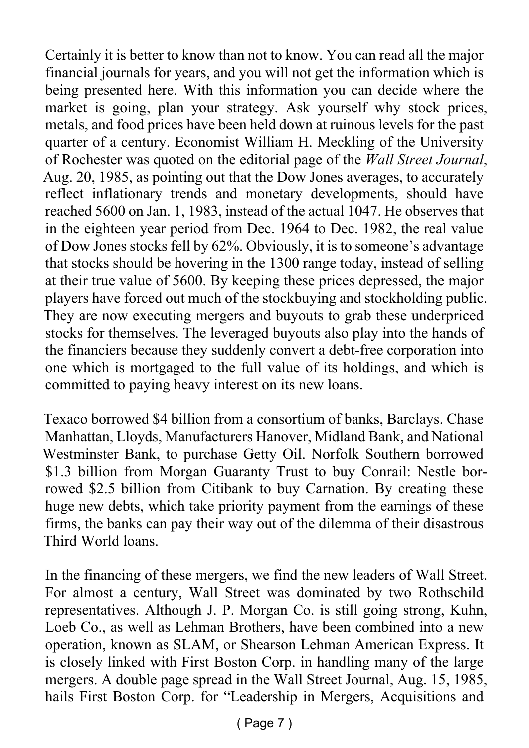Certainly it is better to know than not to know. You can read all the major financial journals for years, and you will not get the information which is being presented here. With this information you can decide where the market is going, plan your strategy. Ask yourself why stock prices, metals, and food prices have been held down at ruinous levels for the past quarter of a century. Economist William H. Meckling of the University of Rochester was quoted on the editorial page of the *Wall Street Journal*, Aug. 20, 1985, as pointing out that the Dow Jones averages, to accurately reflect inflationary trends and monetary developments, should have reached 5600 on Jan. 1, 1983, instead of the actual 1047. He observes that in the eighteen year period from Dec. 1964 to Dec. 1982, the real value of Dow Jones stocks fell by 62%. Obviously, it is to someone's advantage that stocks should be hovering in the 1300 range today, instead of selling at their true value of 5600. By keeping these prices depressed, the major players have forced out much of the stockbuying and stockholding public. They are now executing mergers and buyouts to grab these underpriced stocks for themselves. The leveraged buyouts also play into the hands of the financiers because they suddenly convert a debt-free corporation into one which is mortgaged to the full value of its holdings, and which is committed to paying heavy interest on its new loans.

Texaco borrowed $4 billion from a consortium of banks, Barclays. Chase Manhattan, Lloyds, Manufacturers Hanover, Midland Bank, and National Westminster Bank, to purchase Getty Oil. Norfolk Southern borrowed $1.3 billion from Morgan Guaranty Trust to buy Conrail: Nestle borrowed $2.5 billion from Citibank to buy Carnation. By creating these huge new debts, which take priority payment from the earnings of these firms, the banks can pay their way out of the dilemma of their disastrous Third World loans.

In the financing of these mergers, we find the new leaders of Wall Street. For almost a century, Wall Street was dominated by two Rothschild representatives. Although J. P. Morgan Co. is still going strong, Kuhn, Loeb Co., as well as Lehman Brothers, have been combined into a new operation, known as SLAM, or Shearson Lehman American Express. It is closely linked with First Boston Corp. in handling many of the large mergers. A double page spread in the Wall Street Journal, Aug. 15, 1985, hails First Boston Corp. for "Leadership in Mergers, Acquisitions and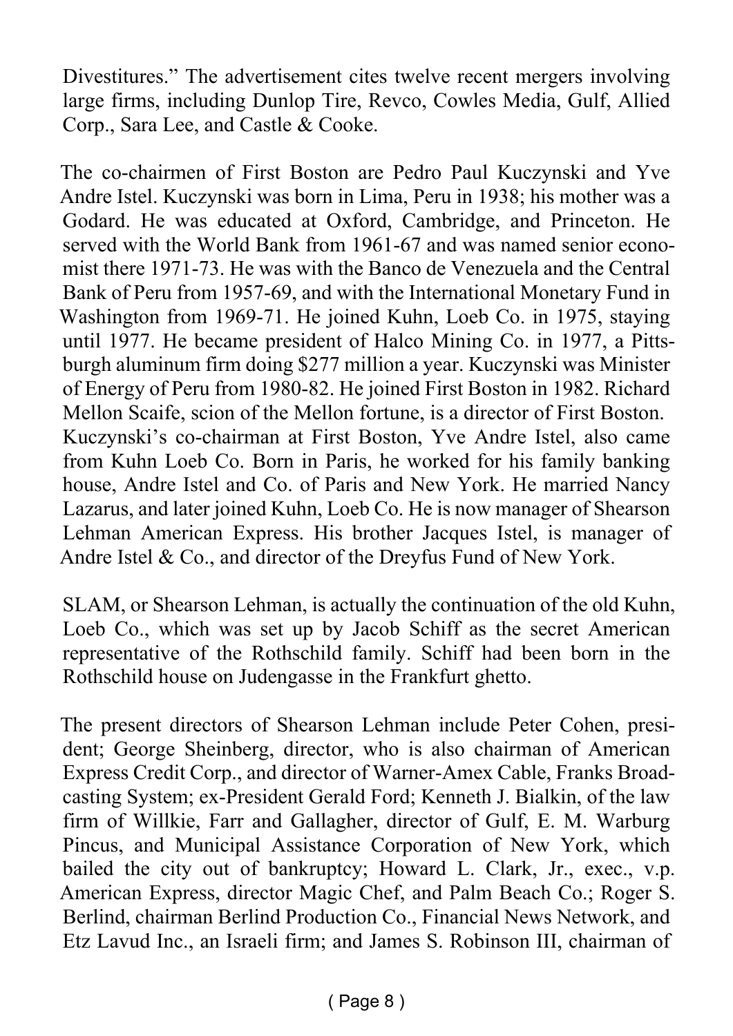Divestitures." The advertisement cites twelve recent mergers involving large firms, including Dunlop Tire, Revco, Cowles Media, Gulf, Allied Corp., Sara Lee, and Castle & Cooke.

The co-chairmen of First Boston are Pedro Paul Kuczynski and Yve Andre Istel. Kuczynski was born in Lima, Peru in 1938; his mother was a Godard. He was educated at Oxford, Cambridge, and Princeton. He served with the World Bank from 1961-67 and was named senior economist there 1971-73. He was with the Banco de Venezuela and the Central Bank of Peru from 1957-69, and with the International Monetary Fund in Washington from 1969-71. He joined Kuhn, Loeb Co. in 1975, staying until 1977. He became president of Halco Mining Co. in 1977, a Pittsburgh aluminum firm doing $277 million a year. Kuczynski was Minister of Energy of Peru from 1980-82. He joined First Boston in 1982. Richard Mellon Scaife, scion of the Mellon fortune, is a director of First Boston. Kuczynski's co-chairman at First Boston, Yve Andre Istel, also came from Kuhn Loeb Co. Born in Paris, he worked for his family banking house, Andre Istel and Co. of Paris and New York. He married Nancy Lazarus, and later joined Kuhn, Loeb Co. He is now manager of Shearson Lehman American Express. His brother Jacques Istel, is manager of Andre Istel & Co., and director of the Dreyfus Fund of New York.

SLAM, or Shearson Lehman, is actually the continuation of the old Kuhn, Loeb Co., which was set up by Jacob Schiff as the secret American representative of the Rothschild family. Schiff had been born in the Rothschild house on Judengasse in the Frankfurt ghetto.

The present directors of Shearson Lehman include Peter Cohen, president; George Sheinberg, director, who is also chairman of American Express Credit Corp., and director of Warner-Amex Cable, Franks Broadcasting System; ex-President Gerald Ford; Kenneth J. Bialkin, of the law firm of Willkie, Farr and Gallagher, director of Gulf, E. M. Warburg Pincus, and Municipal Assistance Corporation of New York, which bailed the city out of bankruptcy; Howard L. Clark, Jr., exec., v.p. American Express, director Magic Chef, and Palm Beach Co.; Roger S. Berlind, chairman Berlind Production Co., Financial News Network, and Etz Lavud Inc., an Israeli firm; and James S. Robinson III, chairman of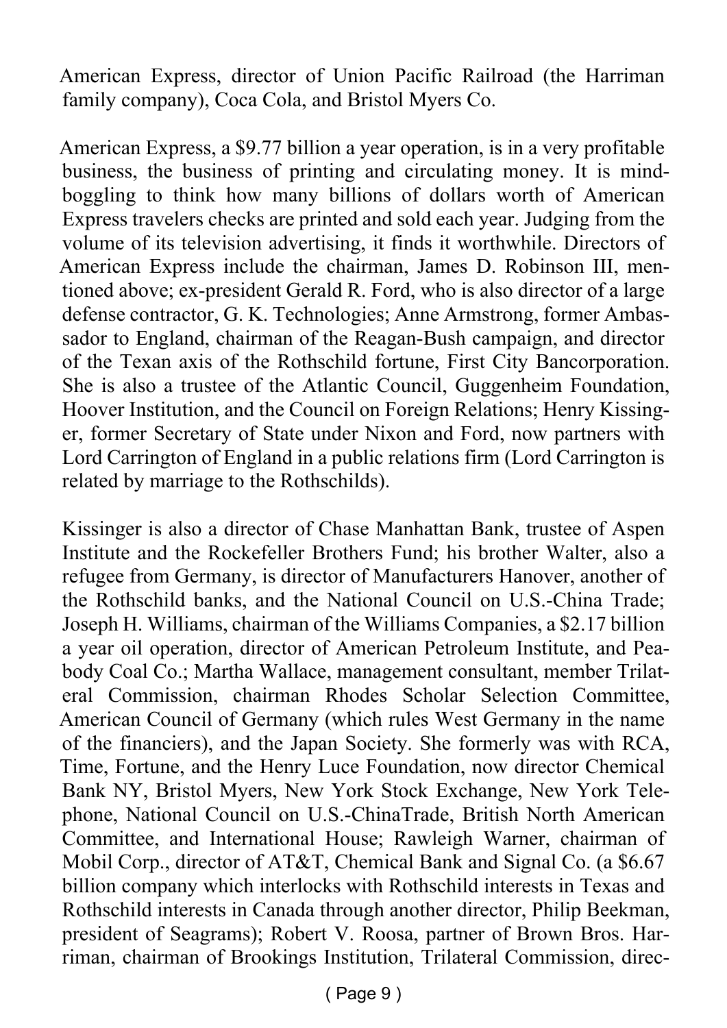American Express, director of Union Pacific Railroad (the Harriman family company), Coca Cola, and Bristol Myers Co.

American Express, a $9.77 billion a year operation, is in a very profitable business, the business of printing and circulating money. It is mind-boggling to think how many billions of dollars worth of American Express travelers checks are printed and sold each year. Judging from the volume of its television advertising, it finds it worthwhile. Directors of American Express include the chairman, James D. Robinson III, mentioned above; ex-president Gerald R. Ford, who is also director of a large defense contractor, G. K. Technologies; Anne Armstrong, former Ambassador to England, chairman of the Reagan-Bush campaign, and director of the Texan axis of the Rothschild fortune, First City Bancorporation. She is also a trustee of the Atlantic Council, Guggenheim Foundation, Hoover Institution, and the Council on Foreign Relations; Henry Kissinger, former Secretary of State under Nixon and Ford, now partners with Lord Carrington of England in a public relations firm (Lord Carrington is related by marriage to the Rothschilds).

Kissinger is also a director of Chase Manhattan Bank, trustee of Aspen Institute and the Rockefeller Brothers Fund; his brother Walter, also a refugee from Germany, is director of Manufacturers Hanover, another of the Rothschild banks, and the National Council on U.S.-China Trade; Joseph H. Williams, chairman of the Williams Companies, a $2.17 billion a year oil operation, director of American Petroleum Institute, and Peabody Coal Co.; Martha Wallace, management consultant, member Trilateral Commission, chairman Rhodes Scholar Selection Committee, American Council of Germany (which rules West Germany in the name of the financiers), and the Japan Society. She formerly was with RCA, Time, Fortune, and the Henry Luce Foundation, now director Chemical Bank NY, Bristol Myers, New York Stock Exchange, New York Telephone, National Council on U.S.-ChinaTrade, British North American Committee, and International House; Rawleigh Warner, chairman of Mobil Corp., director of AT&T, Chemical Bank and Signal Co. (a $6.67 billion company which interlocks with Rothschild interests in Texas and Rothschild interests in Canada through another director, Philip Beekman, president of Seagrams); Robert V. Roosa, partner of Brown Bros. Harriman, chairman of Brookings Institution, Trilateral Commission, direc-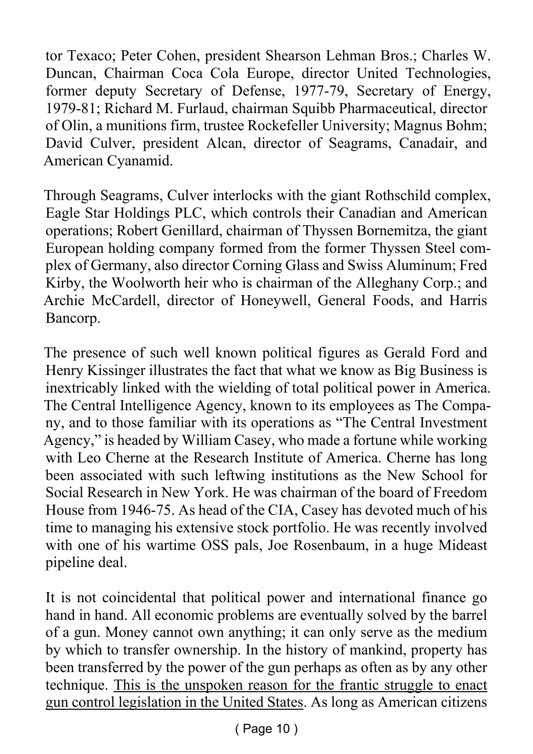tor Texaco; Peter Cohen, president Shearson Lehman Bros.; Charles W. Duncan, Chairman Coca Cola Europe, director United Technologies, former deputy Secretary of Defense, 1977-79, Secretary of Energy, 1979-81; Richard M. Furlaud, chairman Squibb Pharmaceutical, director of Olin, a munitions firm, trustee Rockefeller University; Magnus Bohm; David Culver, president Alcan, director of Seagrams, Canadair, and American Cyanamid.

Through Seagrams, Culver interlocks with the giant Rothschild complex, Eagle Star Holdings PLC, which controls their Canadian and American operations; Robert Genillard, chairman of Thyssen Bornemitza, the giant European holding company formed from the former Thyssen Steel complex of Germany, also director Corning Glass and Swiss Aluminum; Fred Kirby, the Woolworth heir who is chairman of the Alleghany Corp.; and Archie McCardell, director of Honeywell, General Foods, and Harris Bancorp.

The presence of such well known political figures as Gerald Ford and Henry Kissinger illustrates the fact that what we know as Big Business is inextricably linked with the wielding of total political power in America. The Central Intelligence Agency, known to its employees as The Company, and to those familiar with its operations as "The Central Investment Agency," is headed by William Casey, who made a fortune while working with Leo Cherne at the Research Institute of America. Cherne has long been associated with such leftwing institutions as the New School for Social Research in New York. He was chairman of the board of Freedom House from 1946-75. As head of the CIA, Casey has devoted much of his time to managing his extensive stock portfolio. He was recently involved with one of his wartime OSS pals, Joe Rosenbaum, in a huge Mideast pipeline deal.

It is not coincidental that political power and international finance go hand in hand. All economic problems are eventually solved by the barrel of a gun. Money cannot own anything; it can only serve as the medium by which to transfer ownership. In the history of mankind, property has been transferred by the power of the gun perhaps as often as by any other technique. <u>This is the unspoken reason for the frantic struggle to enact gun control legislation in the United States</u>. As long as American citizens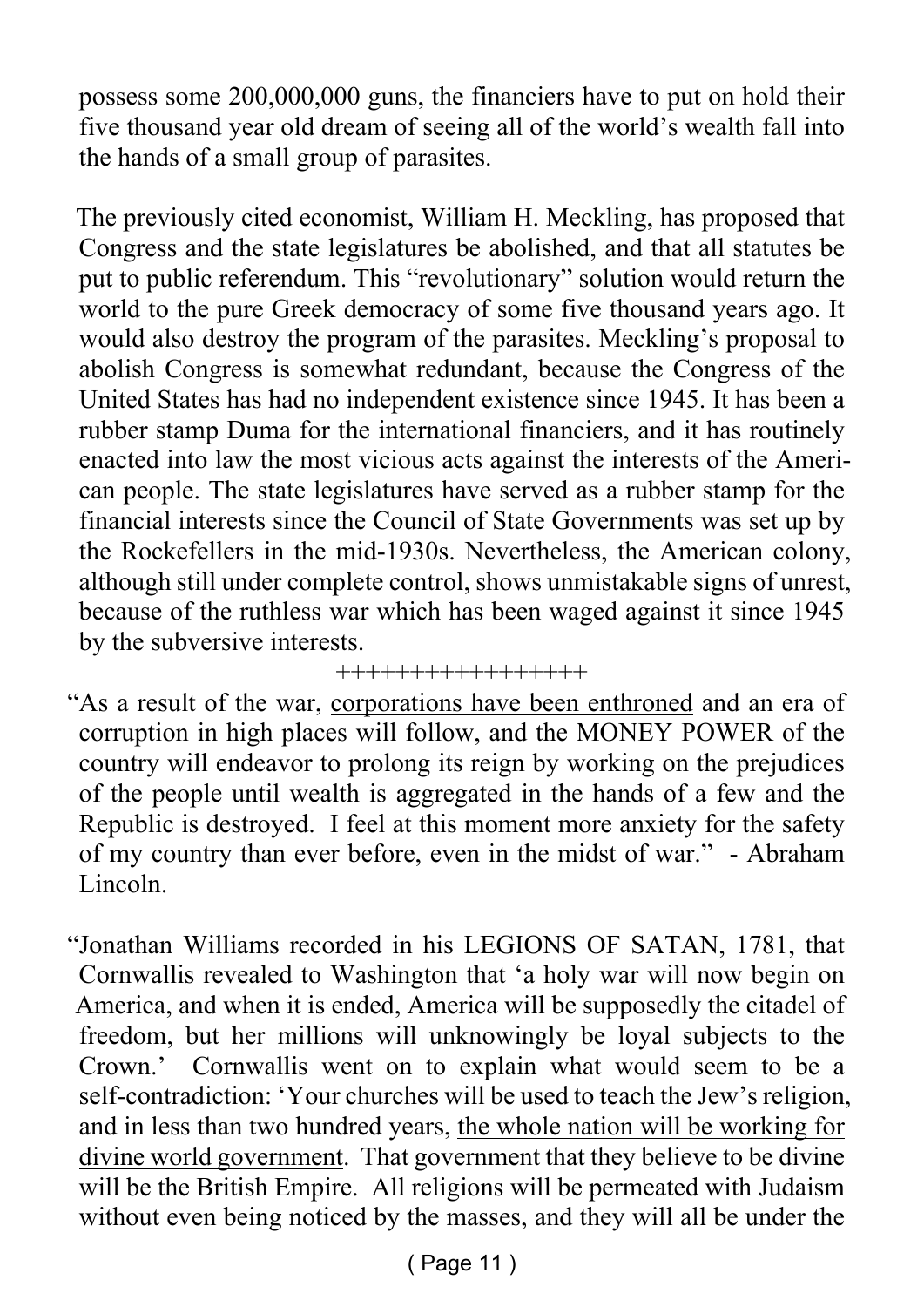possess some 200,000,000 guns, the financiers have to put on hold their five thousand year old dream of seeing all of the world's wealth fall into the hands of a small group of parasites.

The previously cited economist, William H. Meckling, has proposed that Congress and the state legislatures be abolished, and that all statutes be put to public referendum. This "revolutionary" solution would return the world to the pure Greek democracy of some five thousand years ago. It would also destroy the program of the parasites. Meckling's proposal to abolish Congress is somewhat redundant, because the Congress of the United States has had no independent existence since 1945. It has been a rubber stamp Duma for the international financiers, and it has routinely enacted into law the most vicious acts against the interests of the American people. The state legislatures have served as a rubber stamp for the financial interests since the Council of State Governments was set up by the Rockefellers in the mid-1930s. Nevertheless, the American colony, although still under complete control, shows unmistakable signs of unrest, because of the ruthless war which has been waged against it since 1945 by the subversive interests.

+++++++++++++++++

"As a result of the war, <u>corporations have been enthroned</u> and an era of corruption in high places will follow, and the MONEY POWER of the country will endeavor to prolong its reign by working on the prejudices of the people until wealth is aggregated in the hands of a few and the Republic is destroyed. I feel at this moment more anxiety for the safety of my country than ever before, even in the midst of war." - Abraham Lincoln.

"Jonathan Williams recorded in his LEGIONS OF SATAN, 1781, that Cornwallis revealed to Washington that 'a holy war will now begin on America, and when it is ended, America will be supposedly the citadel of freedom, but her millions will unknowingly be loyal subjects to the Crown.' Cornwallis went on to explain what would seem to be a self-contradiction: 'Your churches will be used to teach the Jew's religion, and in less than two hundred years, <u>the whole nation will be working for divine world government</u>. That government that they believe to be divine will be the British Empire. All religions will be permeated with Judaism without even being noticed by the masses, and they will all be under the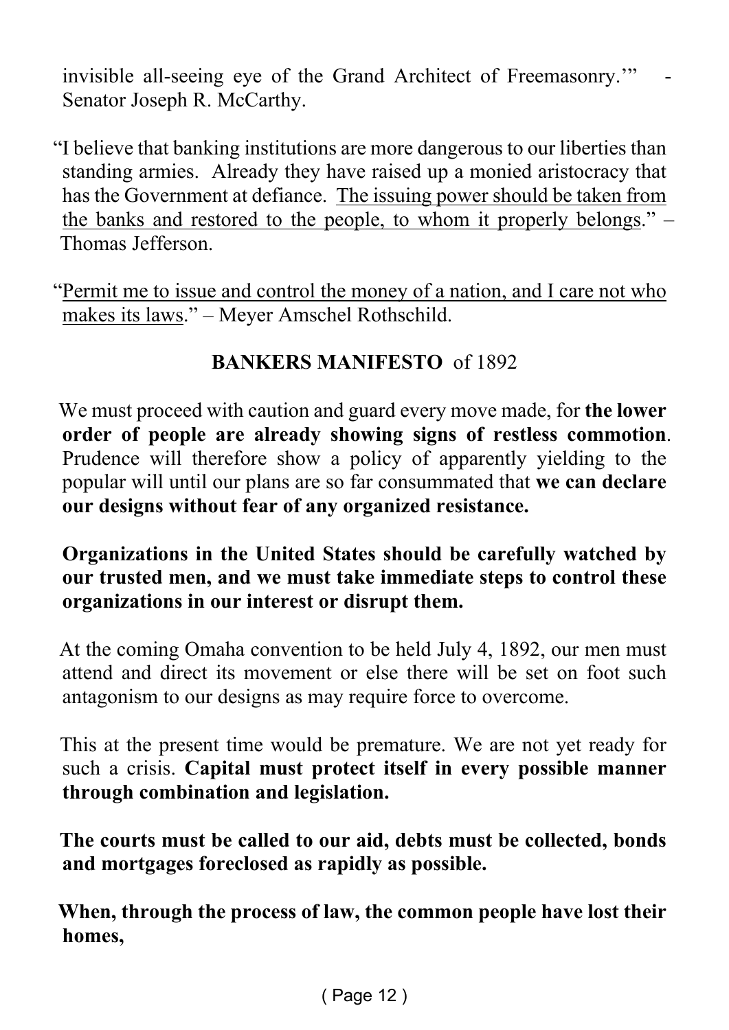invisible all-seeing eye of the Grand Architect of Freemasonry.'" - Senator Joseph R. McCarthy.

"I believe that banking institutions are more dangerous to our liberties than standing armies. Already they have raised up a monied aristocracy that has the Government at defiance. <u>The issuing power should be taken from the banks and restored to the people, to whom it properly belongs</u>." – Thomas Jefferson.

"<u>Permit me to issue and control the money of a nation, and I care not who makes its laws</u>." – Meyer Amschel Rothschild.

## **BANKERS MANIFESTO** of 1892

We must proceed with caution and guard every move made, for **the lower order of people are already showing signs of restless commotion**. Prudence will therefore show a policy of apparently yielding to the popular will until our plans are so far consummated that **we can declare our designs without fear of any organized resistance.**

**Organizations in the United States should be carefully watched by our trusted men, and we must take immediate steps to control these organizations in our interest or disrupt them.**

At the coming Omaha convention to be held July 4, 1892, our men must attend and direct its movement or else there will be set on foot such antagonism to our designs as may require force to overcome.

This at the present time would be premature. We are not yet ready for such a crisis. **Capital must protect itself in every possible manner through combination and legislation.**

**The courts must be called to our aid, debts must be collected, bonds and mortgages foreclosed as rapidly as possible.**

**When, through the process of law, the common people have lost their homes,**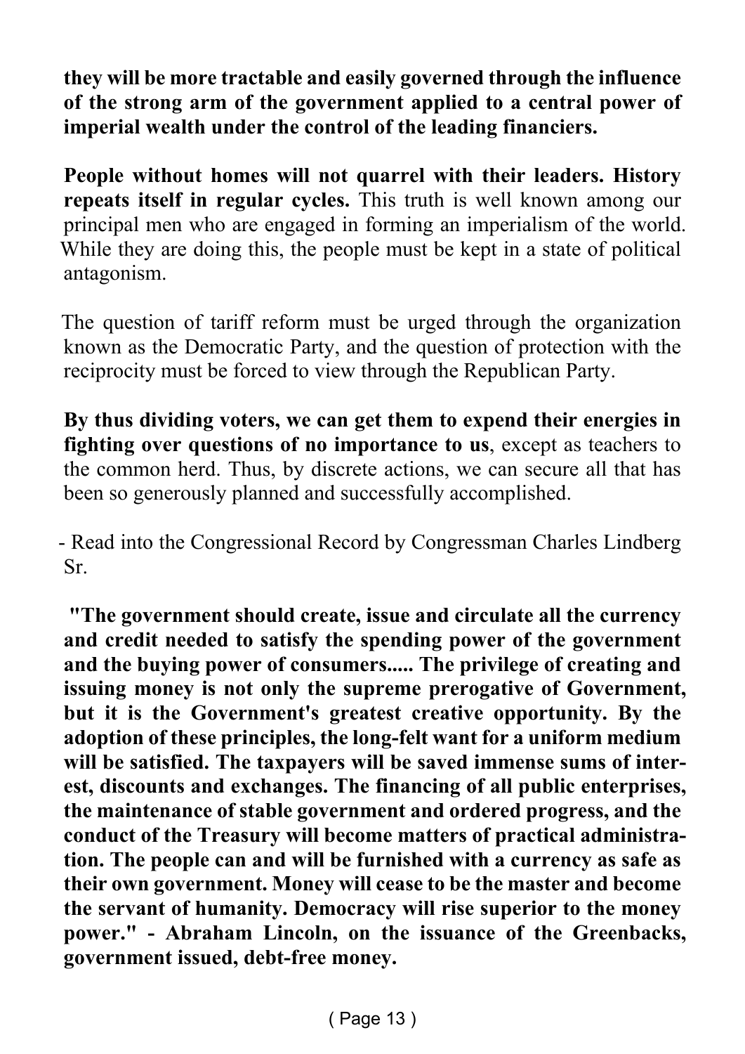**they will be more tractable and easily governed through the influence of the strong arm of the government applied to a central power of imperial wealth under the control of the leading financiers.**

**People without homes will not quarrel with their leaders. History repeats itself in regular cycles.** This truth is well known among our principal men who are engaged in forming an imperialism of the world. While they are doing this, the people must be kept in a state of political antagonism.

The question of tariff reform must be urged through the organization known as the Democratic Party, and the question of protection with the reciprocity must be forced to view through the Republican Party.

**By thus dividing voters, we can get them to expend their energies in fighting over questions of no importance to us**, except as teachers to the common herd. Thus, by discrete actions, we can secure all that has been so generously planned and successfully accomplished.

- Read into the Congressional Record by Congressman Charles Lindberg Sr.

**"The government should create, issue and circulate all the currency and credit needed to satisfy the spending power of the government and the buying power of consumers..... The privilege of creating and issuing money is not only the supreme prerogative of Government, but it is the Government's greatest creative opportunity. By the adoption of these principles, the long-felt want for a uniform medium will be satisfied. The taxpayers will be saved immense sums of interest, discounts and exchanges. The financing of all public enterprises, the maintenance of stable government and ordered progress, and the conduct of the Treasury will become matters of practical administration. The people can and will be furnished with a currency as safe as their own government. Money will cease to be the master and become the servant of humanity. Democracy will rise superior to the money power." - Abraham Lincoln, on the issuance of the Greenbacks, government issued, debt-free money.**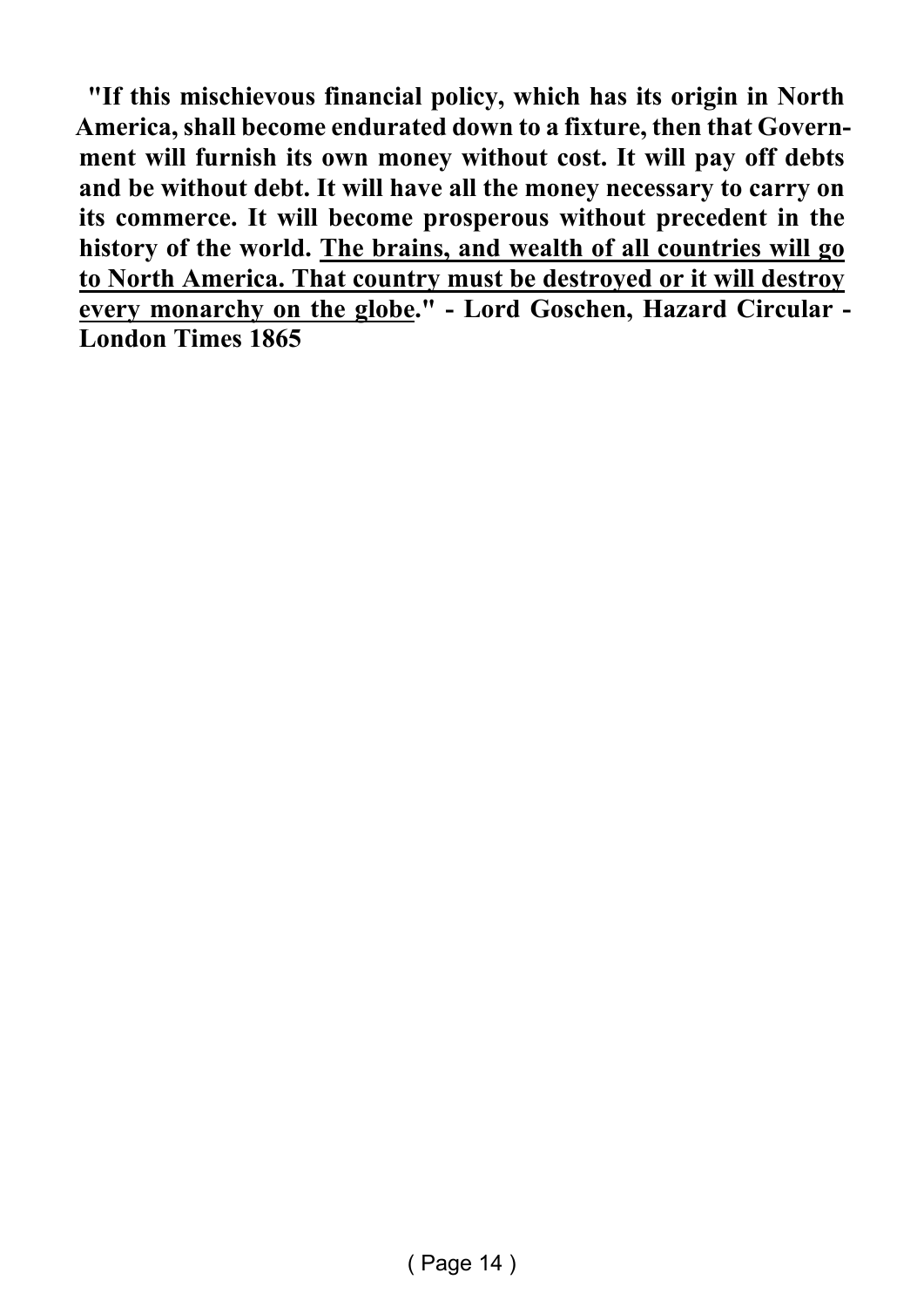**"If this mischievous financial policy, which has its origin in North America, shall become endurated down to a fixture, then that Government will furnish its own money without cost. It will pay off debts and be without debt. It will have all the money necessary to carry on its commerce. It will become prosperous without precedent in the history of the world. <u>The brains, and wealth of all countries will go to North America. That country must be destroyed or it will destroy every monarchy on the globe</u>." - Lord Goschen, Hazard Circular - London Times 1865**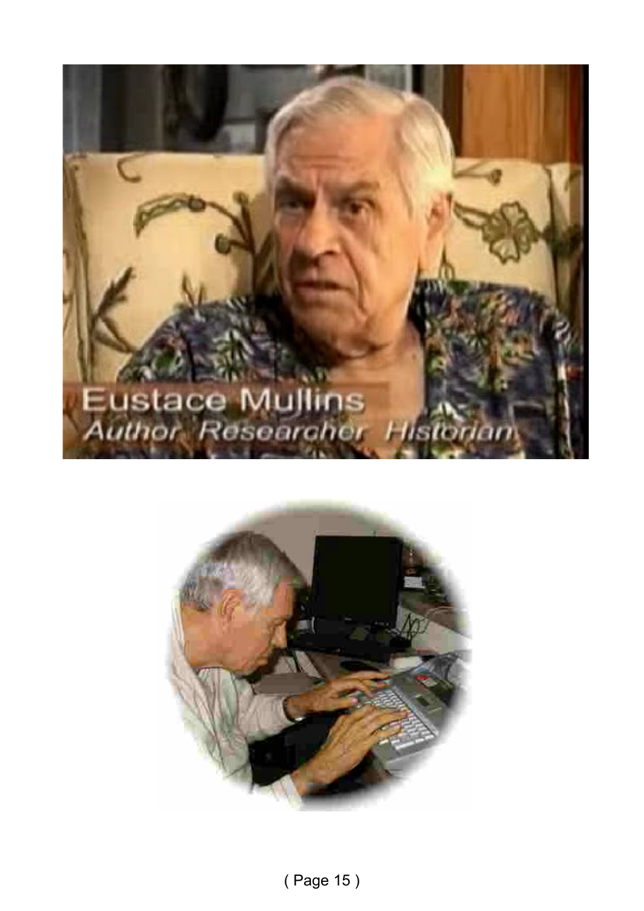Eustace Mullins
Author Researcher Historian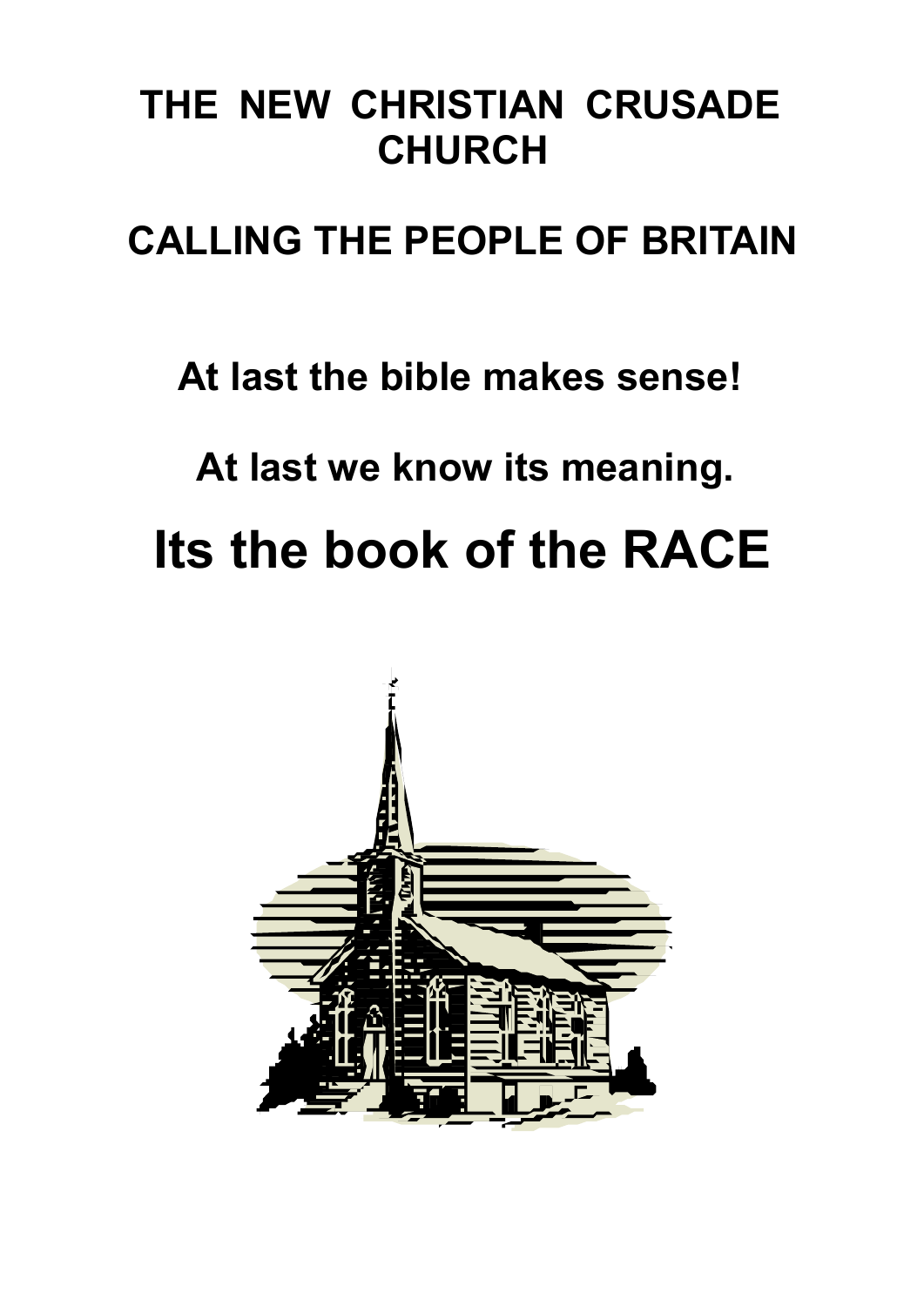# THE NEW CHRISTIAN CRUSADE CHURCH

## CALLING THE PEOPLE OF BRITAIN

### At last the bible makes sense!

### At last we know its meaning.

# Its the book of the RACE